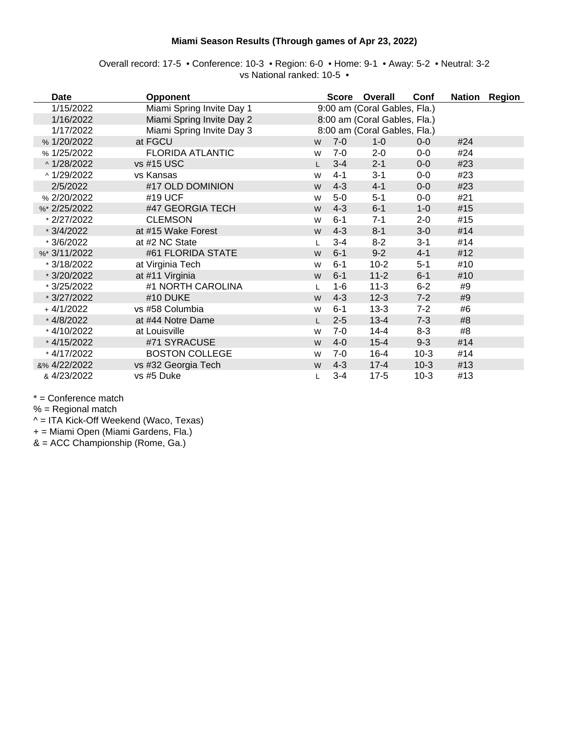**Miami Season Results (Through games of Apr 23, 2022)**

Overall record: 17-5 • Conference: 10-3 • Region: 6-0 • Home: 9-1 • Away: 5-2 • Neutral: 3-2
vs National ranked: 10-5 •

| Date | Opponent | | Score | Overall | Conf | Nation | Region |
|---|---|---|---|---|---|---|---|
| 1/15/2022 | Miami Spring Invite Day 1 | | 9:00 am (Coral Gables, Fla.) | | | | |
| 1/16/2022 | Miami Spring Invite Day 2 | | 8:00 am (Coral Gables, Fla.) | | | | |
| 1/17/2022 | Miami Spring Invite Day 3 | | 8:00 am (Coral Gables, Fla.) | | | | |
| % 1/20/2022 | at FGCU | W | 7-0 | 1-0 | 0-0 | #24 | |
| % 1/25/2022 | FLORIDA ATLANTIC | W | 7-0 | 2-0 | 0-0 | #24 | |
| ^ 1/28/2022 | vs #15 USC | L | 3-4 | 2-1 | 0-0 | #23 | |
| ^ 1/29/2022 | vs Kansas | W | 4-1 | 3-1 | 0-0 | #23 | |
| 2/5/2022 | #17 OLD DOMINION | W | 4-3 | 4-1 | 0-0 | #23 | |
| % 2/20/2022 | #19 UCF | W | 5-0 | 5-1 | 0-0 | #21 | |
| %* 2/25/2022 | #47 GEORGIA TECH | W | 4-3 | 6-1 | 1-0 | #15 | |
| * 2/27/2022 | CLEMSON | W | 6-1 | 7-1 | 2-0 | #15 | |
| * 3/4/2022 | at #15 Wake Forest | W | 4-3 | 8-1 | 3-0 | #14 | |
| * 3/6/2022 | at #2 NC State | L | 3-4 | 8-2 | 3-1 | #14 | |
| %* 3/11/2022 | #61 FLORIDA STATE | W | 6-1 | 9-2 | 4-1 | #12 | |
| * 3/18/2022 | at Virginia Tech | W | 6-1 | 10-2 | 5-1 | #10 | |
| * 3/20/2022 | at #11 Virginia | W | 6-1 | 11-2 | 6-1 | #10 | |
| * 3/25/2022 | #1 NORTH CAROLINA | L | 1-6 | 11-3 | 6-2 | #9 | |
| * 3/27/2022 | #10 DUKE | W | 4-3 | 12-3 | 7-2 | #9 | |
| + 4/1/2022 | vs #58 Columbia | W | 6-1 | 13-3 | 7-2 | #6 | |
| * 4/8/2022 | at #44 Notre Dame | L | 2-5 | 13-4 | 7-3 | #8 | |
| * 4/10/2022 | at Louisville | W | 7-0 | 14-4 | 8-3 | #8 | |
| * 4/15/2022 | #71 SYRACUSE | W | 4-0 | 15-4 | 9-3 | #14 | |
| * 4/17/2022 | BOSTON COLLEGE | W | 7-0 | 16-4 | 10-3 | #14 | |
| &% 4/22/2022 | vs #32 Georgia Tech | W | 4-3 | 17-4 | 10-3 | #13 | |
| & 4/23/2022 | vs #5 Duke | L | 3-4 | 17-5 | 10-3 | #13 | |

* = Conference match
% = Regional match
^ = ITA Kick-Off Weekend (Waco, Texas)
+ = Miami Open (Miami Gardens, Fla.)
& = ACC Championship (Rome, Ga.)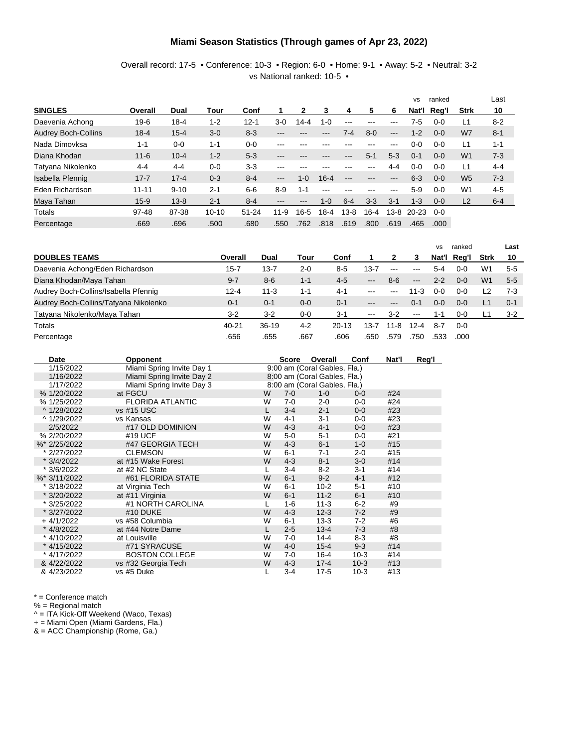# Miami Season Statistics (Through games of Apr 23, 2022)

Overall record: 17-5 • Conference: 10-3 • Region: 6-0 • Home: 9-1 • Away: 5-2 • Neutral: 3-2
vs National ranked: 10-5 •

| SINGLES | Overall | Dual | Tour | Conf | 1 | 2 | 3 | 4 | 5 | 6 | vs Nat'l | ranked Reg'l | Strk | Last 10 |
|---|---|---|---|---|---|---|---|---|---|---|---|---|---|---|
| Daevenia Achong | 19-6 | 18-4 | 1-2 | 12-1 | 3-0 | 14-4 | 1-0 | --- | --- | --- | 7-5 | 0-0 | L1 | 8-2 |
| Audrey Boch-Collins | 18-4 | 15-4 | 3-0 | 8-3 | --- | --- | --- | 7-4 | 8-0 | --- | 1-2 | 0-0 | W7 | 8-1 |
| Nada Dimovksa | 1-1 | 0-0 | 1-1 | 0-0 | --- | --- | --- | --- | --- | --- | 0-0 | 0-0 | L1 | 1-1 |
| Diana Khodan | 11-6 | 10-4 | 1-2 | 5-3 | --- | --- | --- | --- | 5-1 | 5-3 | 0-1 | 0-0 | W1 | 7-3 |
| Tatyana Nikolenko | 4-4 | 4-4 | 0-0 | 3-3 | --- | --- | --- | --- | --- | 4-4 | 0-0 | 0-0 | L1 | 4-4 |
| Isabella Pfennig | 17-7 | 17-4 | 0-3 | 8-4 | --- | 1-0 | 16-4 | --- | --- | --- | 6-3 | 0-0 | W5 | 7-3 |
| Eden Richardson | 11-11 | 9-10 | 2-1 | 6-6 | 8-9 | 1-1 | --- | --- | --- | --- | 5-9 | 0-0 | W1 | 4-5 |
| Maya Tahan | 15-9 | 13-8 | 2-1 | 8-4 | --- | --- | 1-0 | 6-4 | 3-3 | 3-1 | 1-3 | 0-0 | L2 | 6-4 |
| Totals | 97-48 | 87-38 | 10-10 | 51-24 | 11-9 | 16-5 | 18-4 | 13-8 | 16-4 | 13-8 | 20-23 | 0-0 | | |
| Percentage | .669 | .696 | .500 | .680 | .550 | .762 | .818 | .619 | .800 | .619 | .465 | .000 | | |

| DOUBLES TEAMS | Overall | Dual | Tour | Conf | 1 | 2 | 3 | vs Nat'l | ranked Reg'l | Strk | Last 10 |
|---|---|---|---|---|---|---|---|---|---|---|---|
| Daevenia Achong/Eden Richardson | 15-7 | 13-7 | 2-0 | 8-5 | 13-7 | --- | --- | 5-4 | 0-0 | W1 | 5-5 |
| Diana Khodan/Maya Tahan | 9-7 | 8-6 | 1-1 | 4-5 | --- | 8-6 | --- | 2-2 | 0-0 | W1 | 5-5 |
| Audrey Boch-Collins/Isabella Pfennig | 12-4 | 11-3 | 1-1 | 4-1 | --- | --- | 11-3 | 0-0 | 0-0 | L2 | 7-3 |
| Audrey Boch-Collins/Tatyana Nikolenko | 0-1 | 0-1 | 0-0 | 0-1 | --- | --- | 0-1 | 0-0 | 0-0 | L1 | 0-1 |
| Tatyana Nikolenko/Maya Tahan | 3-2 | 3-2 | 0-0 | 3-1 | --- | 3-2 | --- | 1-1 | 0-0 | L1 | 3-2 |
| Totals | 40-21 | 36-19 | 4-2 | 20-13 | 13-7 | 11-8 | 12-4 | 8-7 | 0-0 | | |
| Percentage | .656 | .655 | .667 | .606 | .650 | .579 | .750 | .533 | .000 | | |

| Date | Opponent | | Score | Overall | Conf | Nat'l | Reg'l |
|---|---|---|---|---|---|---|---|
| 1/15/2022 | Miami Spring Invite Day 1 | | 9:00 am (Coral Gables, Fla.) | | | | |
| 1/16/2022 | Miami Spring Invite Day 2 | | 8:00 am (Coral Gables, Fla.) | | | | |
| 1/17/2022 | Miami Spring Invite Day 3 | | 8:00 am (Coral Gables, Fla.) | | | | |
| % 1/20/2022 | at FGCU | W | 7-0 | 1-0 | 0-0 | #24 | |
| % 1/25/2022 | FLORIDA ATLANTIC | W | 7-0 | 2-0 | 0-0 | #24 | |
| ^ 1/28/2022 | vs #15 USC | L | 3-4 | 2-1 | 0-0 | #23 | |
| ^ 1/29/2022 | vs Kansas | W | 4-1 | 3-1 | 0-0 | #23 | |
| 2/5/2022 | #17 OLD DOMINION | W | 4-3 | 4-1 | 0-0 | #23 | |
| % 2/20/2022 | #19 UCF | W | 5-0 | 5-1 | 0-0 | #21 | |
| %* 2/25/2022 | #47 GEORGIA TECH | W | 4-3 | 6-1 | 1-0 | #15 | |
| * 2/27/2022 | CLEMSON | W | 6-1 | 7-1 | 2-0 | #15 | |
| * 3/4/2022 | at #15 Wake Forest | W | 4-3 | 8-1 | 3-0 | #14 | |
| * 3/6/2022 | at #2 NC State | L | 3-4 | 8-2 | 3-1 | #14 | |
| %* 3/11/2022 | #61 FLORIDA STATE | W | 6-1 | 9-2 | 4-1 | #12 | |
| * 3/18/2022 | at Virginia Tech | W | 6-1 | 10-2 | 5-1 | #10 | |
| * 3/20/2022 | at #11 Virginia | W | 6-1 | 11-2 | 6-1 | #10 | |
| * 3/25/2022 | #1 NORTH CAROLINA | L | 1-6 | 11-3 | 6-2 | #9 | |
| * 3/27/2022 | #10 DUKE | W | 4-3 | 12-3 | 7-2 | #9 | |
| + 4/1/2022 | vs #58 Columbia | W | 6-1 | 13-3 | 7-2 | #6 | |
| * 4/8/2022 | at #44 Notre Dame | L | 2-5 | 13-4 | 7-3 | #8 | |
| * 4/10/2022 | at Louisville | W | 7-0 | 14-4 | 8-3 | #8 | |
| * 4/15/2022 | #71 SYRACUSE | W | 4-0 | 15-4 | 9-3 | #14 | |
| * 4/17/2022 | BOSTON COLLEGE | W | 7-0 | 16-4 | 10-3 | #14 | |
| & 4/22/2022 | vs #32 Georgia Tech | W | 4-3 | 17-4 | 10-3 | #13 | |
| & 4/23/2022 | vs #5 Duke | L | 3-4 | 17-5 | 10-3 | #13 | |

* = Conference match
% = Regional match
^ = ITA Kick-Off Weekend (Waco, Texas)
+ = Miami Open (Miami Gardens, Fla.)
& = ACC Championship (Rome, Ga.)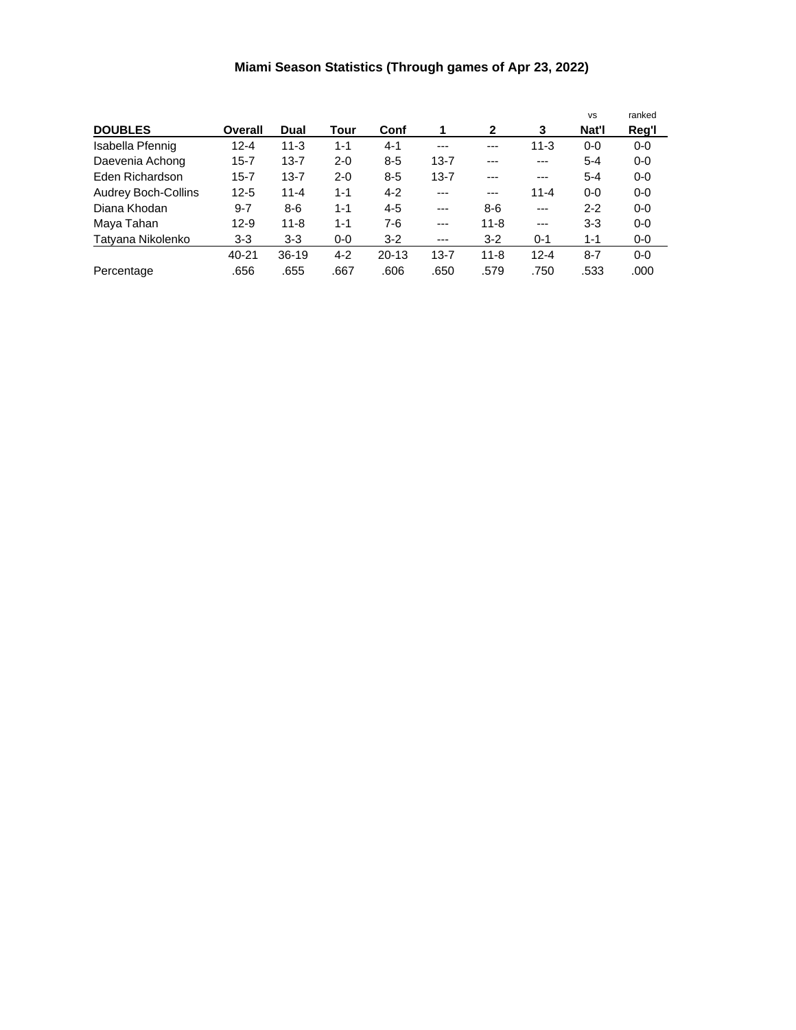# Miami Season Statistics (Through games of Apr 23, 2022)

| DOUBLES | Overall | Dual | Tour | Conf | 1 | 2 | 3 | vs Nat'l | ranked Reg'l |
|---|---|---|---|---|---|---|---|---|---|
| Isabella Pfennig | 12-4 | 11-3 | 1-1 | 4-1 | --- | --- | 11-3 | 0-0 | 0-0 |
| Daevenia Achong | 15-7 | 13-7 | 2-0 | 8-5 | 13-7 | --- | --- | 5-4 | 0-0 |
| Eden Richardson | 15-7 | 13-7 | 2-0 | 8-5 | 13-7 | --- | --- | 5-4 | 0-0 |
| Audrey Boch-Collins | 12-5 | 11-4 | 1-1 | 4-2 | --- | --- | 11-4 | 0-0 | 0-0 |
| Diana Khodan | 9-7 | 8-6 | 1-1 | 4-5 | --- | 8-6 | --- | 2-2 | 0-0 |
| Maya Tahan | 12-9 | 11-8 | 1-1 | 7-6 | --- | 11-8 | --- | 3-3 | 0-0 |
| Tatyana Nikolenko | 3-3 | 3-3 | 0-0 | 3-2 | --- | 3-2 | 0-1 | 1-1 | 0-0 |
| | 40-21 | 36-19 | 4-2 | 20-13 | 13-7 | 11-8 | 12-4 | 8-7 | 0-0 |
| Percentage | .656 | .655 | .667 | .606 | .650 | .579 | .750 | .533 | .000 |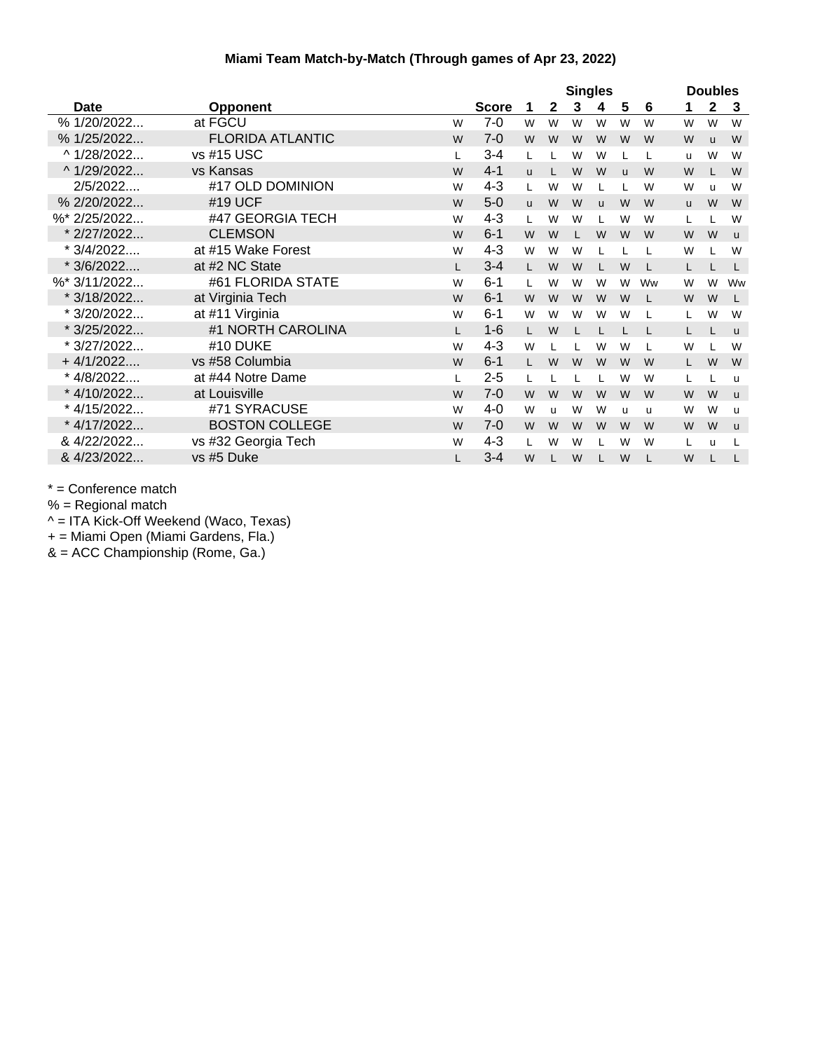**Miami Team Match-by-Match (Through games of Apr 23, 2022)**

| Date | Opponent | | Score | Singles 1 | 2 | 3 | 4 | 5 | 6 | Doubles 1 | 2 | 3 |
|---|---|---|---|---|---|---|---|---|---|---|---|---|
| % 1/20/2022... | at FGCU | W | 7-0 | W | W | W | W | W | W | W | W | W |
| % 1/25/2022... | FLORIDA ATLANTIC | W | 7-0 | W | W | W | W | W | W | W | u | W |
| ^ 1/28/2022... | vs #15 USC | L | 3-4 | L | L | W | W | L | L | u | W | W |
| ^ 1/29/2022... | vs Kansas | W | 4-1 | u | L | W | W | u | W | W | L | W |
| 2/5/2022.... | #17 OLD DOMINION | W | 4-3 | L | W | W | L | L | W | W | u | W |
| % 2/20/2022... | #19 UCF | W | 5-0 | u | W | W | u | W | W | u | W | W |
| %* 2/25/2022... | #47 GEORGIA TECH | W | 4-3 | L | W | W | L | W | W | L | L | W |
| * 2/27/2022... | CLEMSON | W | 6-1 | W | W | L | W | W | W | W | W | u |
| * 3/4/2022.... | at #15 Wake Forest | W | 4-3 | W | W | W | L | L | L | W | L | W |
| * 3/6/2022.... | at #2 NC State | L | 3-4 | L | W | W | L | W | L | L | L | L |
| %* 3/11/2022... | #61 FLORIDA STATE | W | 6-1 | L | W | W | W | W | Ww | W | W | Ww |
| * 3/18/2022... | at Virginia Tech | W | 6-1 | W | W | W | W | W | L | W | W | L |
| * 3/20/2022... | at #11 Virginia | W | 6-1 | W | W | W | W | W | L | L | W | W |
| * 3/25/2022... | #1 NORTH CAROLINA | L | 1-6 | L | W | L | L | L | L | L | L | u |
| * 3/27/2022... | #10 DUKE | W | 4-3 | W | L | L | W | W | L | W | L | W |
| + 4/1/2022.... | vs #58 Columbia | W | 6-1 | L | W | W | W | W | W | L | W | W |
| * 4/8/2022.... | at #44 Notre Dame | L | 2-5 | L | L | L | L | W | W | L | L | u |
| * 4/10/2022... | at Louisville | W | 7-0 | W | W | W | W | W | W | W | W | u |
| * 4/15/2022... | #71 SYRACUSE | W | 4-0 | W | u | W | W | u | u | W | W | u |
| * 4/17/2022... | BOSTON COLLEGE | W | 7-0 | W | W | W | W | W | W | W | W | u |
| & 4/22/2022... | vs #32 Georgia Tech | W | 4-3 | L | W | W | L | W | W | L | u | L |
| & 4/23/2022... | vs #5 Duke | L | 3-4 | W | L | W | L | W | L | W | L | L |

* = Conference match
% = Regional match
^ = ITA Kick-Off Weekend (Waco, Texas)
+ = Miami Open (Miami Gardens, Fla.)
& = ACC Championship (Rome, Ga.)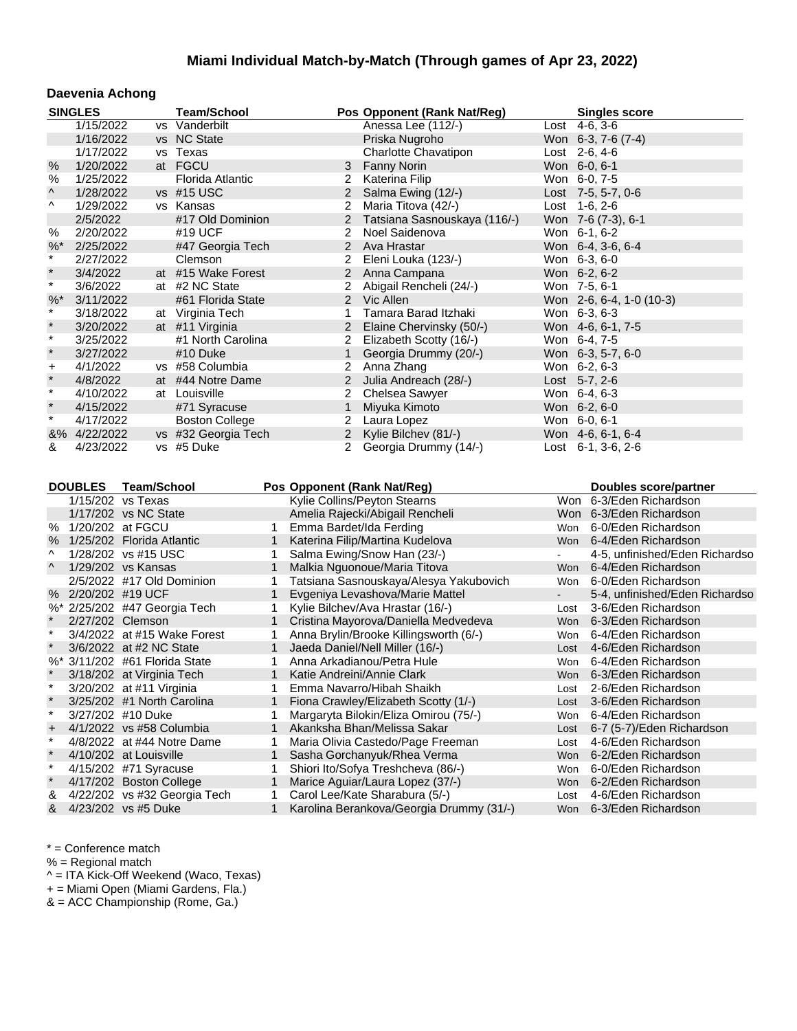# Miami Individual Match-by-Match (Through games of Apr 23, 2022)

## Daevenia Achong

| | SINGLES | | Team/School | Pos | Opponent (Rank Nat/Reg) | | Singles score |
|---|---|---|---|---|---|---|---|
| | 1/15/2022 | vs | Vanderbilt | | Anessa Lee (112/-) | Lost | 4-6, 3-6 |
| | 1/16/2022 | vs | NC State | | Priska Nugroho | Won | 6-3, 7-6 (7-4) |
| | 1/17/2022 | vs | Texas | | Charlotte Chavatipon | Lost | 2-6, 4-6 |
| % | 1/20/2022 | at | FGCU | 3 | Fanny Norin | Won | 6-0, 6-1 |
| % | 1/25/2022 | | Florida Atlantic | 2 | Katerina Filip | Won | 6-0, 7-5 |
| ^ | 1/28/2022 | vs | #15 USC | 2 | Salma Ewing (12/-) | Lost | 7-5, 5-7, 0-6 |
| ^ | 1/29/2022 | vs | Kansas | 2 | Maria Titova (42/-) | Lost | 1-6, 2-6 |
| | 2/5/2022 | | #17 Old Dominion | 2 | Tatsiana Sasnouskaya (116/-) | Won | 7-6 (7-3), 6-1 |
| % | 2/20/2022 | | #19 UCF | 2 | Noel Saidenova | Won | 6-1, 6-2 |
| %* | 2/25/2022 | | #47 Georgia Tech | 2 | Ava Hrastar | Won | 6-4, 3-6, 6-4 |
| * | 2/27/2022 | | Clemson | 2 | Eleni Louka (123/-) | Won | 6-3, 6-0 |
| * | 3/4/2022 | at | #15 Wake Forest | 2 | Anna Campana | Won | 6-2, 6-2 |
| * | 3/6/2022 | at | #2 NC State | 2 | Abigail Rencheli (24/-) | Won | 7-5, 6-1 |
| %* | 3/11/2022 | | #61 Florida State | 2 | Vic Allen | Won | 2-6, 6-4, 1-0 (10-3) |
| * | 3/18/2022 | at | Virginia Tech | 1 | Tamara Barad Itzhaki | Won | 6-3, 6-3 |
| * | 3/20/2022 | at | #11 Virginia | 2 | Elaine Chervinsky (50/-) | Won | 4-6, 6-1, 7-5 |
| * | 3/25/2022 | | #1 North Carolina | 2 | Elizabeth Scotty (16/-) | Won | 6-4, 7-5 |
| * | 3/27/2022 | | #10 Duke | 1 | Georgia Drummy (20/-) | Won | 6-3, 5-7, 6-0 |
| + | 4/1/2022 | vs | #58 Columbia | 2 | Anna Zhang | Won | 6-2, 6-3 |
| * | 4/8/2022 | at | #44 Notre Dame | 2 | Julia Andreach (28/-) | Lost | 5-7, 2-6 |
| * | 4/10/2022 | at | Louisville | 2 | Chelsea Sawyer | Won | 6-4, 6-3 |
| * | 4/15/2022 | | #71 Syracuse | 1 | Miyuka Kimoto | Won | 6-2, 6-0 |
| * | 4/17/2022 | | Boston College | 2 | Laura Lopez | Won | 6-0, 6-1 |
| &% | 4/22/2022 | vs | #32 Georgia Tech | 2 | Kylie Bilchev (81/-) | Won | 4-6, 6-1, 6-4 |
| & | 4/23/2022 | vs | #5 Duke | 2 | Georgia Drummy (14/-) | Lost | 6-1, 3-6, 2-6 |

| | DOUBLES | Team/School | Pos | Opponent (Rank Nat/Reg) | | Doubles score/partner |
|---|---|---|---|---|---|---|
| | 1/15/202 | vs Texas | | Kylie Collins/Peyton Stearns | Won | 6-3/Eden Richardson |
| | 1/17/202 | vs NC State | | Amelia Rajecki/Abigail Rencheli | Won | 6-3/Eden Richardson |
| % | 1/20/202 | at FGCU | 1 | Emma Bardet/Ida Ferding | Won | 6-0/Eden Richardson |
| % | 1/25/202 | Florida Atlantic | 1 | Katerina Filip/Martina Kudelova | Won | 6-4/Eden Richardson |
| ^ | 1/28/202 | vs #15 USC | 1 | Salma Ewing/Snow Han (23/-) | - | 4-5, unfinished/Eden Richardso |
| ^ | 1/29/202 | vs Kansas | 1 | Malkia Nguonoue/Maria Titova | Won | 6-4/Eden Richardson |
| | 2/5/2022 | #17 Old Dominion | 1 | Tatsiana Sasnouskaya/Alesya Yakubovich | Won | 6-0/Eden Richardson |
| % | 2/20/202 | #19 UCF | 1 | Evgeniya Levashova/Marie Mattel | - | 5-4, unfinished/Eden Richardso |
| %* | 2/25/202 | #47 Georgia Tech | 1 | Kylie Bilchev/Ava Hrastar (16/-) | Lost | 3-6/Eden Richardson |
| * | 2/27/202 | Clemson | 1 | Cristina Mayorova/Daniella Medvedeva | Won | 6-3/Eden Richardson |
| * | 3/4/2022 | at #15 Wake Forest | 1 | Anna Brylin/Brooke Killingsworth (6/-) | Won | 6-4/Eden Richardson |
| * | 3/6/2022 | at #2 NC State | 1 | Jaeda Daniel/Nell Miller (16/-) | Lost | 4-6/Eden Richardson |
| %* | 3/11/202 | #61 Florida State | 1 | Anna Arkadianou/Petra Hule | Won | 6-4/Eden Richardson |
| * | 3/18/202 | at Virginia Tech | 1 | Katie Andreini/Annie Clark | Won | 6-3/Eden Richardson |
| * | 3/20/202 | at #11 Virginia | 1 | Emma Navarro/Hibah Shaikh | Lost | 2-6/Eden Richardson |
| * | 3/25/202 | #1 North Carolina | 1 | Fiona Crawley/Elizabeth Scotty (1/-) | Lost | 3-6/Eden Richardson |
| * | 3/27/202 | #10 Duke | 1 | Margaryta Bilokin/Eliza Omirou (75/-) | Won | 6-4/Eden Richardson |
| + | 4/1/2022 | vs #58 Columbia | 1 | Akanksha Bhan/Melissa Sakar | Lost | 6-7 (5-7)/Eden Richardson |
| * | 4/8/2022 | at #44 Notre Dame | 1 | Maria Olivia Castedo/Page Freeman | Lost | 4-6/Eden Richardson |
| * | 4/10/202 | at Louisville | 1 | Sasha Gorchanyuk/Rhea Verma | Won | 6-2/Eden Richardson |
| * | 4/15/202 | #71 Syracuse | 1 | Shiori Ito/Sofya Treshcheva (86/-) | Won | 6-0/Eden Richardson |
| * | 4/17/202 | Boston College | 1 | Marice Aguiar/Laura Lopez (37/-) | Won | 6-2/Eden Richardson |
| & | 4/22/202 | vs #32 Georgia Tech | 1 | Carol Lee/Kate Sharabura (5/-) | Lost | 4-6/Eden Richardson |
| & | 4/23/202 | vs #5 Duke | 1 | Karolina Berankova/Georgia Drummy (31/-) | Won | 6-3/Eden Richardson |

* = Conference match
% = Regional match
^ = ITA Kick-Off Weekend (Waco, Texas)
+ = Miami Open (Miami Gardens, Fla.)
& = ACC Championship (Rome, Ga.)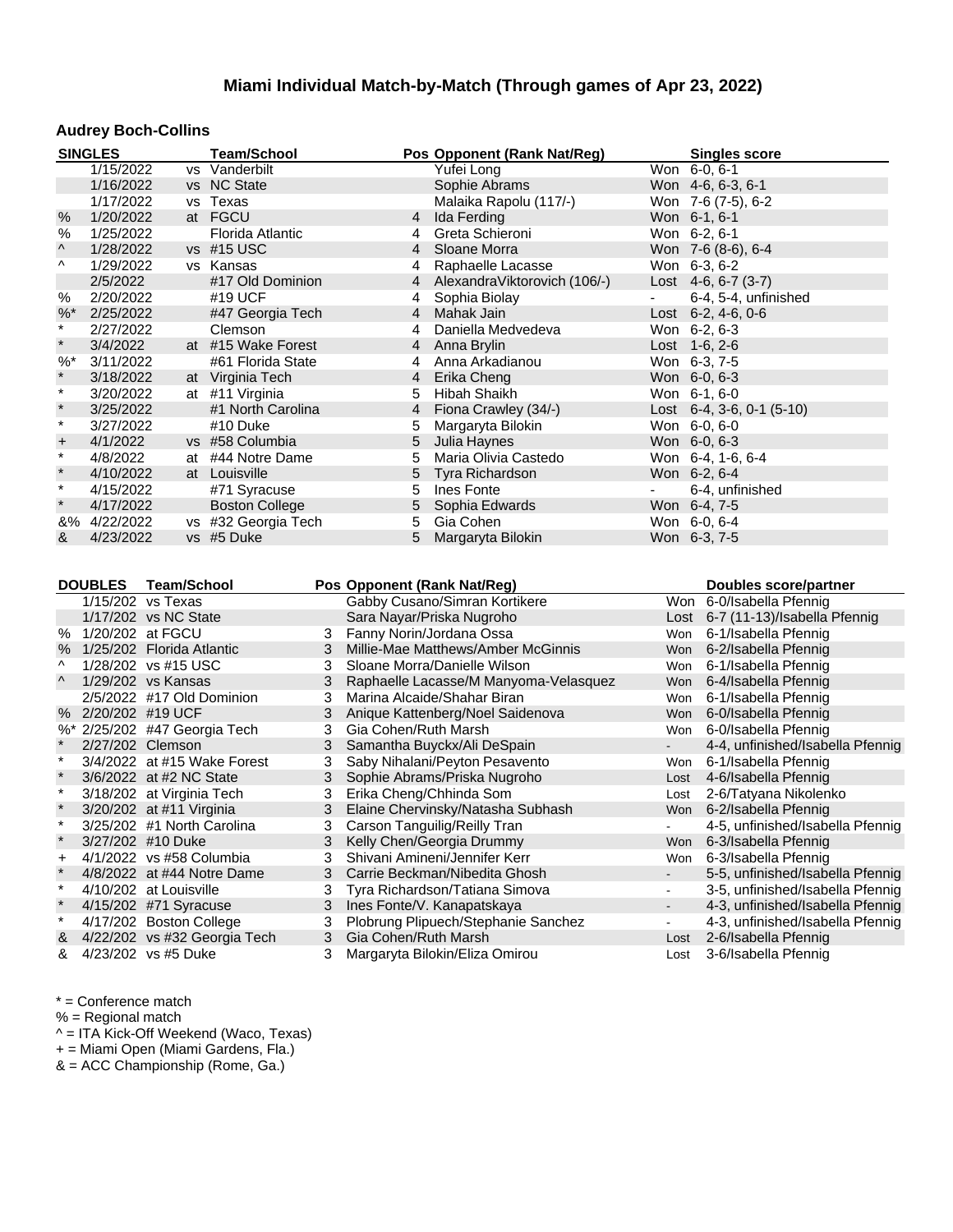# Miami Individual Match-by-Match (Through games of Apr 23, 2022)

## Audrey Boch-Collins

| | SINGLES | | Team/School | Pos | Opponent (Rank Nat/Reg) | | Singles score |
|---|---|---|---|---|---|---|---|
| | 1/15/2022 | vs | Vanderbilt | | Yufei Long | Won | 6-0, 6-1 |
| | 1/16/2022 | vs | NC State | | Sophie Abrams | Won | 4-6, 6-3, 6-1 |
| | 1/17/2022 | vs | Texas | | Malaika Rapolu (117/-) | Won | 7-6 (7-5), 6-2 |
| % | 1/20/2022 | at | FGCU | 4 | Ida Ferding | Won | 6-1, 6-1 |
| % | 1/25/2022 | | Florida Atlantic | 4 | Greta Schieroni | Won | 6-2, 6-1 |
| ^ | 1/28/2022 | vs | #15 USC | 4 | Sloane Morra | Won | 7-6 (8-6), 6-4 |
| ^ | 1/29/2022 | vs | Kansas | 4 | Raphaelle Lacasse | Won | 6-3, 6-2 |
| | 2/5/2022 | | #17 Old Dominion | 4 | AlexandraViktorovich (106/-) | Lost | 4-6, 6-7 (3-7) |
| % | 2/20/2022 | | #19 UCF | 4 | Sophia Biolay | - | 6-4, 5-4, unfinished |
| %* | 2/25/2022 | | #47 Georgia Tech | 4 | Mahak Jain | Lost | 6-2, 4-6, 0-6 |
| * | 2/27/2022 | | Clemson | 4 | Daniella Medvedeva | Won | 6-2, 6-3 |
| * | 3/4/2022 | at | #15 Wake Forest | 4 | Anna Brylin | Lost | 1-6, 2-6 |
| %* | 3/11/2022 | | #61 Florida State | 4 | Anna Arkadianou | Won | 6-3, 7-5 |
| * | 3/18/2022 | at | Virginia Tech | 4 | Erika Cheng | Won | 6-0, 6-3 |
| * | 3/20/2022 | at | #11 Virginia | 5 | Hibah Shaikh | Won | 6-1, 6-0 |
| * | 3/25/2022 | | #1 North Carolina | 4 | Fiona Crawley (34/-) | Lost | 6-4, 3-6, 0-1 (5-10) |
| * | 3/27/2022 | | #10 Duke | 5 | Margaryta Bilokin | Won | 6-0, 6-0 |
| + | 4/1/2022 | vs | #58 Columbia | 5 | Julia Haynes | Won | 6-0, 6-3 |
| * | 4/8/2022 | at | #44 Notre Dame | 5 | Maria Olivia Castedo | Won | 6-4, 1-6, 6-4 |
| * | 4/10/2022 | at | Louisville | 5 | Tyra Richardson | Won | 6-2, 6-4 |
| * | 4/15/2022 | | #71 Syracuse | 5 | Ines Fonte | - | 6-4, unfinished |
| * | 4/17/2022 | | Boston College | 5 | Sophia Edwards | Won | 6-4, 7-5 |
| &% | 4/22/2022 | vs | #32 Georgia Tech | 5 | Gia Cohen | Won | 6-0, 6-4 |
| & | 4/23/2022 | vs | #5 Duke | 5 | Margaryta Bilokin | Won | 6-3, 7-5 |

| | DOUBLES | Team/School | Pos | Opponent (Rank Nat/Reg) | | Doubles score/partner |
|---|---|---|---|---|---|---|
| | 1/15/202 | vs Texas | | Gabby Cusano/Simran Kortikere | Won | 6-0/Isabella Pfennig |
| | 1/17/202 | vs NC State | | Sara Nayar/Priska Nugroho | Lost | 6-7 (11-13)/Isabella Pfennig |
| % | 1/20/202 | at FGCU | 3 | Fanny Norin/Jordana Ossa | Won | 6-1/Isabella Pfennig |
| % | 1/25/2022 | Florida Atlantic | 3 | Millie-Mae Matthews/Amber McGinnis | Won | 6-2/Isabella Pfennig |
| ^ | 1/28/202 | vs #15 USC | 3 | Sloane Morra/Danielle Wilson | Won | 6-1/Isabella Pfennig |
| ^ | 1/29/202 | vs Kansas | 3 | Raphaelle Lacasse/M Manyoma-Velasquez | Won | 6-4/Isabella Pfennig |
| | 2/5/2022 | #17 Old Dominion | 3 | Marina Alcaide/Shahar Biran | Won | 6-1/Isabella Pfennig |
| % | 2/20/202 | #19 UCF | 3 | Anique Kattenberg/Noel Saidenova | Won | 6-0/Isabella Pfennig |
| %* | 2/25/202 | #47 Georgia Tech | 3 | Gia Cohen/Ruth Marsh | Won | 6-0/Isabella Pfennig |
| * | 2/27/202 | Clemson | 3 | Samantha Buyckx/Ali DeSpain | - | 4-4, unfinished/Isabella Pfennig |
| * | 3/4/2022 | at #15 Wake Forest | 3 | Saby Nihalani/Peyton Pesavento | Won | 6-1/Isabella Pfennig |
| * | 3/6/2022 | at #2 NC State | 3 | Sophie Abrams/Priska Nugroho | Lost | 4-6/Isabella Pfennig |
| * | 3/18/202 | at Virginia Tech | 3 | Erika Cheng/Chhinda Som | Lost | 2-6/Tatyana Nikolenko |
| * | 3/20/202 | at #11 Virginia | 3 | Elaine Chervinsky/Natasha Subhash | Won | 6-2/Isabella Pfennig |
| * | 3/25/202 | #1 North Carolina | 3 | Carson Tanguilig/Reilly Tran | - | 4-5, unfinished/Isabella Pfennig |
| * | 3/27/202 | #10 Duke | 3 | Kelly Chen/Georgia Drummy | Won | 6-3/Isabella Pfennig |
| + | 4/1/2022 | vs #58 Columbia | 3 | Shivani Amineni/Jennifer Kerr | Won | 6-3/Isabella Pfennig |
| * | 4/8/2022 | at #44 Notre Dame | 3 | Carrie Beckman/Nibedita Ghosh | - | 5-5, unfinished/Isabella Pfennig |
| * | 4/10/202 | at Louisville | 3 | Tyra Richardson/Tatiana Simova | - | 3-5, unfinished/Isabella Pfennig |
| * | 4/15/202 | #71 Syracuse | 3 | Ines Fonte/V. Kanapatskaya | - | 4-3, unfinished/Isabella Pfennig |
| * | 4/17/202 | Boston College | 3 | Plobrung Plipuech/Stephanie Sanchez | - | 4-3, unfinished/Isabella Pfennig |
| & | 4/22/202 | vs #32 Georgia Tech | 3 | Gia Cohen/Ruth Marsh | Lost | 2-6/Isabella Pfennig |
| & | 4/23/202 | vs #5 Duke | 3 | Margaryta Bilokin/Eliza Omirou | Lost | 3-6/Isabella Pfennig |

* = Conference match
% = Regional match
^ = ITA Kick-Off Weekend (Waco, Texas)
+ = Miami Open (Miami Gardens, Fla.)
& = ACC Championship (Rome, Ga.)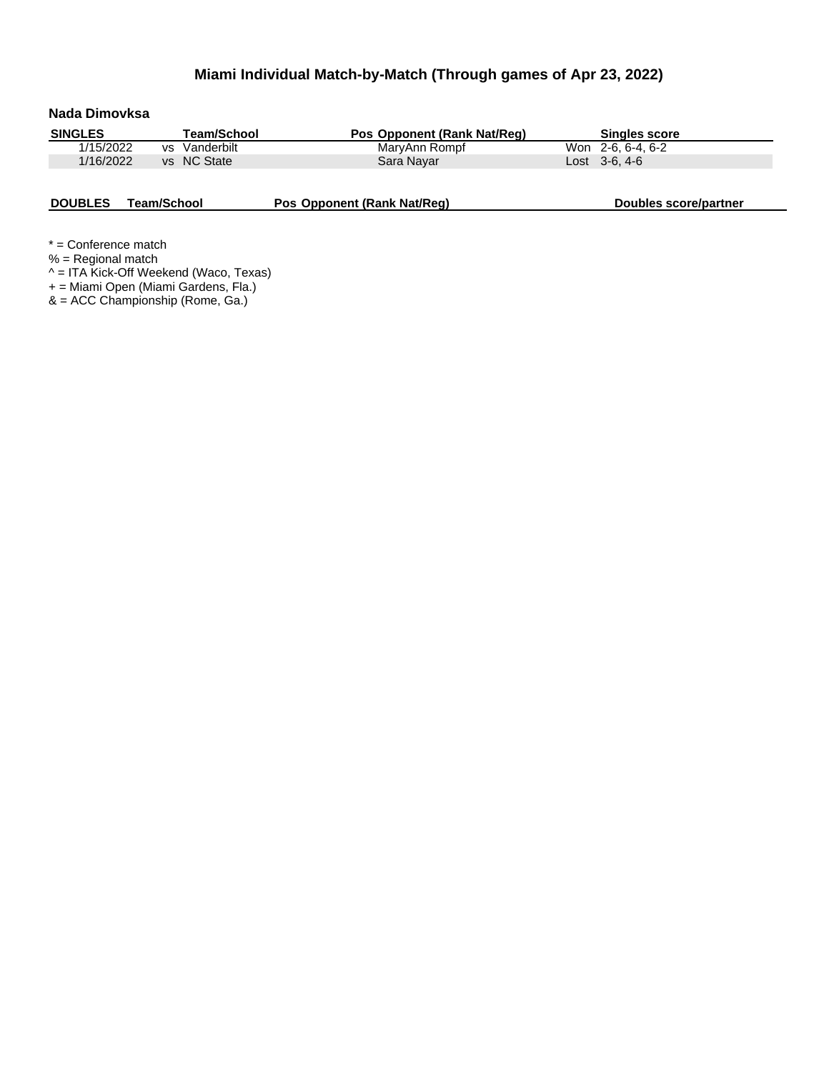# Miami Individual Match-by-Match (Through games of Apr 23, 2022)

### Nada Dimovksa

| SINGLES | Team/School | Pos | Opponent (Rank Nat/Reg) | | Singles score |
|---|---|---|---|---|---|
| 1/15/2022 | vs Vanderbilt | | MaryAnn Rompf | Won | 2-6, 6-4, 6-2 |
| 1/16/2022 | vs NC State | | Sara Nayar | Lost | 3-6, 4-6 |

| DOUBLES | Team/School | Pos | Opponent (Rank Nat/Reg) | Doubles score/partner |
|---|---|---|---|---|

\* = Conference match
% = Regional match
^ = ITA Kick-Off Weekend (Waco, Texas)
+ = Miami Open (Miami Gardens, Fla.)
& = ACC Championship (Rome, Ga.)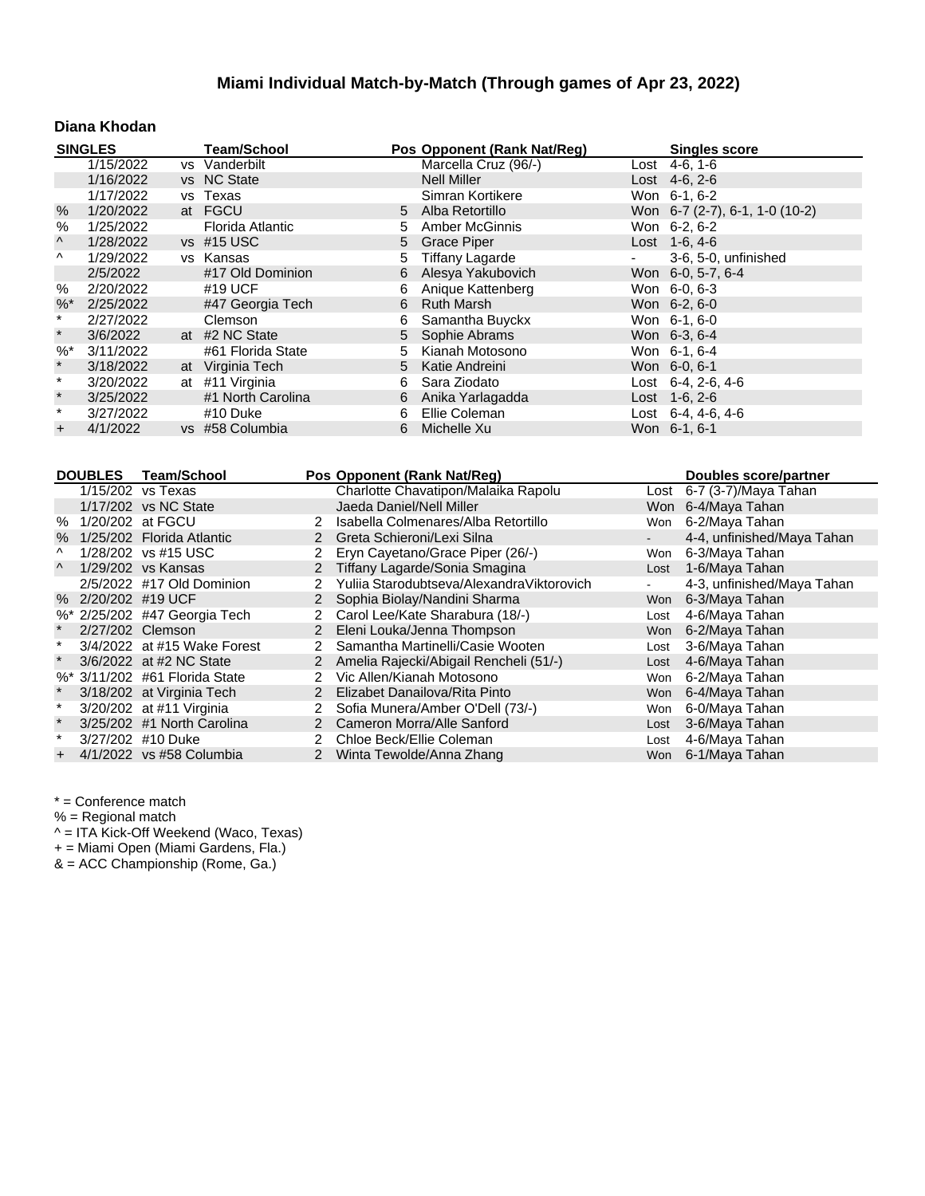# Miami Individual Match-by-Match (Through games of Apr 23, 2022)

## Diana Khodan

| | SINGLES | | Team/School | Pos | Opponent (Rank Nat/Reg) | | Singles score |
|---|---|---|---|---|---|---|---|
| | 1/15/2022 | vs | Vanderbilt | | Marcella Cruz (96/-) | Lost | 4-6, 1-6 |
| | 1/16/2022 | vs | NC State | | Nell Miller | Lost | 4-6, 2-6 |
| | 1/17/2022 | vs | Texas | | Simran Kortikere | Won | 6-1, 6-2 |
| % | 1/20/2022 | at | FGCU | 5 | Alba Retortillo | Won | 6-7 (2-7), 6-1, 1-0 (10-2) |
| % | 1/25/2022 | | Florida Atlantic | 5 | Amber McGinnis | Won | 6-2, 6-2 |
| ^ | 1/28/2022 | vs | #15 USC | 5 | Grace Piper | Lost | 1-6, 4-6 |
| ^ | 1/29/2022 | vs | Kansas | 5 | Tiffany Lagarde | - | 3-6, 5-0, unfinished |
| | 2/5/2022 | | #17 Old Dominion | 6 | Alesya Yakubovich | Won | 6-0, 5-7, 6-4 |
| % | 2/20/2022 | | #19 UCF | 6 | Anique Kattenberg | Won | 6-0, 6-3 |
| %* | 2/25/2022 | | #47 Georgia Tech | 6 | Ruth Marsh | Won | 6-2, 6-0 |
| * | 2/27/2022 | | Clemson | 6 | Samantha Buyckx | Won | 6-1, 6-0 |
| * | 3/6/2022 | at | #2 NC State | 5 | Sophie Abrams | Won | 6-3, 6-4 |
| %* | 3/11/2022 | | #61 Florida State | 5 | Kianah Motosono | Won | 6-1, 6-4 |
| * | 3/18/2022 | at | Virginia Tech | 5 | Katie Andreini | Won | 6-0, 6-1 |
| * | 3/20/2022 | at | #11 Virginia | 6 | Sara Ziodato | Lost | 6-4, 2-6, 4-6 |
| * | 3/25/2022 | | #1 North Carolina | 6 | Anika Yarlagadda | Lost | 1-6, 2-6 |
| * | 3/27/2022 | | #10 Duke | 6 | Ellie Coleman | Lost | 6-4, 4-6, 4-6 |
| + | 4/1/2022 | vs | #58 Columbia | 6 | Michelle Xu | Won | 6-1, 6-1 |

| | DOUBLES | Team/School | Pos | Opponent (Rank Nat/Reg) | | Doubles score/partner |
|---|---|---|---|---|---|---|
| | 1/15/202 | vs Texas | | Charlotte Chavatipon/Malaika Rapolu | Lost | 6-7 (3-7)/Maya Tahan |
| | 1/17/202 | vs NC State | | Jaeda Daniel/Nell Miller | Won | 6-4/Maya Tahan |
| % | 1/20/202 | at FGCU | 2 | Isabella Colmenares/Alba Retortillo | Won | 6-2/Maya Tahan |
| % | 1/25/202 | Florida Atlantic | 2 | Greta Schieroni/Lexi Silna | - | 4-4, unfinished/Maya Tahan |
| ^ | 1/28/202 | vs #15 USC | 2 | Eryn Cayetano/Grace Piper (26/-) | Won | 6-3/Maya Tahan |
| ^ | 1/29/202 | vs Kansas | 2 | Tiffany Lagarde/Sonia Smagina | Lost | 1-6/Maya Tahan |
| | 2/5/2022 | #17 Old Dominion | 2 | Yuliia Starodubtseva/AlexandraViktorovich | - | 4-3, unfinished/Maya Tahan |
| % | 2/20/202 | #19 UCF | 2 | Sophia Biolay/Nandini Sharma | Won | 6-3/Maya Tahan |
| %* | 2/25/202 | #47 Georgia Tech | 2 | Carol Lee/Kate Sharabura (18/-) | Lost | 4-6/Maya Tahan |
| * | 2/27/202 | Clemson | 2 | Eleni Louka/Jenna Thompson | Won | 6-2/Maya Tahan |
| * | 3/4/2022 | at #15 Wake Forest | 2 | Samantha Martinelli/Casie Wooten | Lost | 3-6/Maya Tahan |
| * | 3/6/2022 | at #2 NC State | 2 | Amelia Rajecki/Abigail Rencheli (51/-) | Lost | 4-6/Maya Tahan |
| %* | 3/11/202 | #61 Florida State | 2 | Vic Allen/Kianah Motosono | Won | 6-2/Maya Tahan |
| * | 3/18/202 | at Virginia Tech | 2 | Elizabet Danailova/Rita Pinto | Won | 6-4/Maya Tahan |
| * | 3/20/202 | at #11 Virginia | 2 | Sofia Munera/Amber O'Dell (73/-) | Won | 6-0/Maya Tahan |
| * | 3/25/202 | #1 North Carolina | 2 | Cameron Morra/Alle Sanford | Lost | 3-6/Maya Tahan |
| * | 3/27/202 | #10 Duke | 2 | Chloe Beck/Ellie Coleman | Lost | 4-6/Maya Tahan |
| + | 4/1/2022 | vs #58 Columbia | 2 | Winta Tewolde/Anna Zhang | Won | 6-1/Maya Tahan |

* = Conference match
% = Regional match
^ = ITA Kick-Off Weekend (Waco, Texas)
+ = Miami Open (Miami Gardens, Fla.)
& = ACC Championship (Rome, Ga.)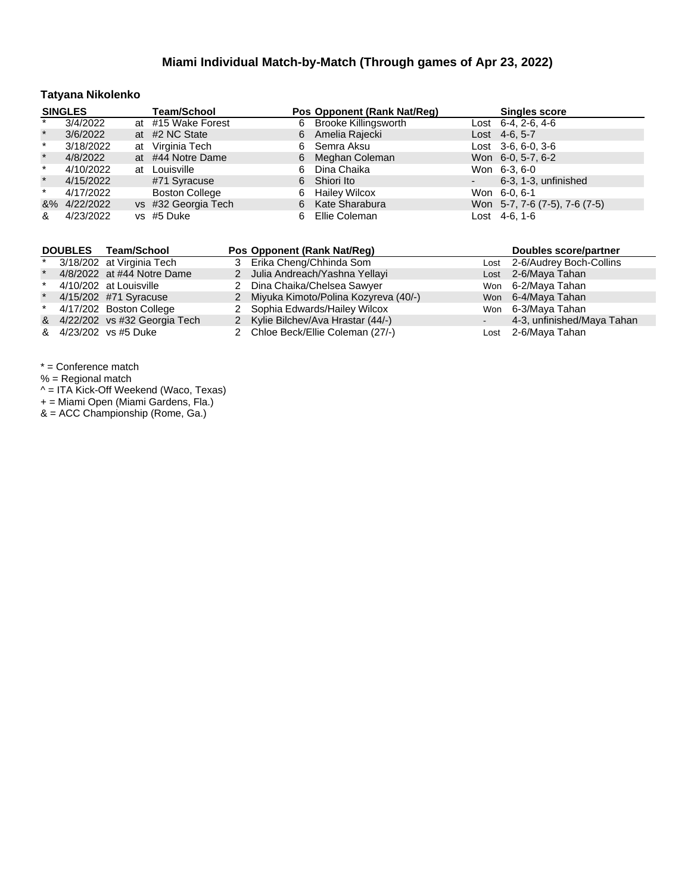# Miami Individual Match-by-Match (Through games of Apr 23, 2022)

### Tatyana Nikolenko

| SINGLES | | | Team/School | Pos | Opponent (Rank Nat/Reg) | | Singles score |
|---|---|---|---|---|---|---|---|
| * | 3/4/2022 | at | #15 Wake Forest | 6 | Brooke Killingsworth | Lost | 6-4, 2-6, 4-6 |
| * | 3/6/2022 | at | #2 NC State | 6 | Amelia Rajecki | Lost | 4-6, 5-7 |
| * | 3/18/2022 | at | Virginia Tech | 6 | Semra Aksu | Lost | 3-6, 6-0, 3-6 |
| * | 4/8/2022 | at | #44 Notre Dame | 6 | Meghan Coleman | Won | 6-0, 5-7, 6-2 |
| * | 4/10/2022 | at | Louisville | 6 | Dina Chaika | Won | 6-3, 6-0 |
| * | 4/15/2022 | | #71 Syracuse | 6 | Shiori Ito | - | 6-3, 1-3, unfinished |
| * | 4/17/2022 | | Boston College | 6 | Hailey Wilcox | Won | 6-0, 6-1 |
| &% | 4/22/2022 | vs | #32 Georgia Tech | 6 | Kate Sharabura | Won | 5-7, 7-6 (7-5), 7-6 (7-5) |
| & | 4/23/2022 | vs | #5 Duke | 6 | Ellie Coleman | Lost | 4-6, 1-6 |

| DOUBLES | | Team/School | Pos | Opponent (Rank Nat/Reg) | | Doubles score/partner |
|---|---|---|---|---|---|---|
| * | 3/18/202 | at Virginia Tech | 3 | Erika Cheng/Chhinda Som | Lost | 2-6/Audrey Boch-Collins |
| * | 4/8/2022 | at #44 Notre Dame | 2 | Julia Andreach/Yashna Yellayi | Lost | 2-6/Maya Tahan |
| * | 4/10/202 | at Louisville | 2 | Dina Chaika/Chelsea Sawyer | Won | 6-2/Maya Tahan |
| * | 4/15/202 | #71 Syracuse | 2 | Miyuka Kimoto/Polina Kozyreva (40/-) | Won | 6-4/Maya Tahan |
| * | 4/17/202 | Boston College | 2 | Sophia Edwards/Hailey Wilcox | Won | 6-3/Maya Tahan |
| & | 4/22/202 | vs #32 Georgia Tech | 2 | Kylie Bilchev/Ava Hrastar (44/-) | - | 4-3, unfinished/Maya Tahan |
| & | 4/23/202 | vs #5 Duke | 2 | Chloe Beck/Ellie Coleman (27/-) | Lost | 2-6/Maya Tahan |

* = Conference match
% = Regional match
^ = ITA Kick-Off Weekend (Waco, Texas)
+ = Miami Open (Miami Gardens, Fla.)
& = ACC Championship (Rome, Ga.)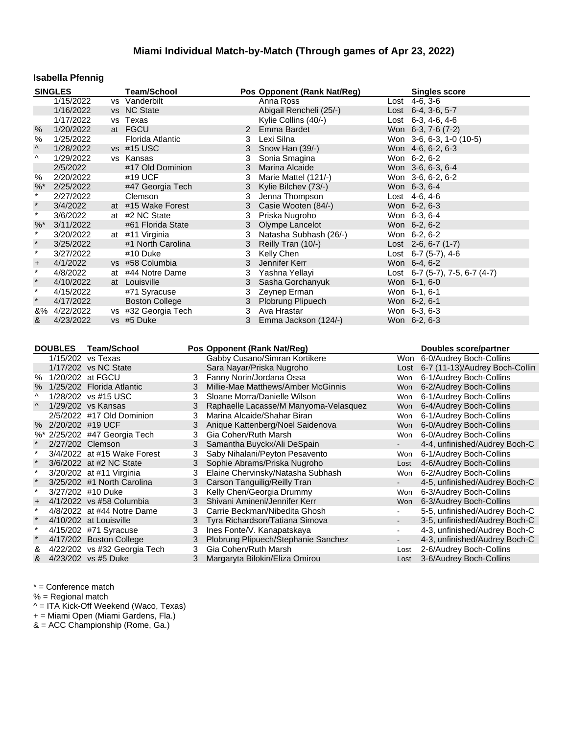# Miami Individual Match-by-Match (Through games of Apr 23, 2022)

## Isabella Pfennig

| | SINGLES | | Team/School | Pos | Opponent (Rank Nat/Reg) | | Singles score |
|---|---|---|---|---|---|---|---|
| | 1/15/2022 | vs | Vanderbilt | | Anna Ross | Lost | 4-6, 3-6 |
| | 1/16/2022 | vs | NC State | | Abigail Rencheli (25/-) | Lost | 6-4, 3-6, 5-7 |
| | 1/17/2022 | vs | Texas | | Kylie Collins (40/-) | Lost | 6-3, 4-6, 4-6 |
| % | 1/20/2022 | at | FGCU | 2 | Emma Bardet | Won | 6-3, 7-6 (7-2) |
| % | 1/25/2022 | | Florida Atlantic | 3 | Lexi Silna | Won | 3-6, 6-3, 1-0 (10-5) |
| ^ | 1/28/2022 | vs | #15 USC | 3 | Snow Han (39/-) | Won | 4-6, 6-2, 6-3 |
| ^ | 1/29/2022 | vs | Kansas | 3 | Sonia Smagina | Won | 6-2, 6-2 |
| | 2/5/2022 | | #17 Old Dominion | 3 | Marina Alcaide | Won | 3-6, 6-3, 6-4 |
| % | 2/20/2022 | | #19 UCF | 3 | Marie Mattel (121/-) | Won | 3-6, 6-2, 6-2 |
| %* | 2/25/2022 | | #47 Georgia Tech | 3 | Kylie Bilchev (73/-) | Won | 6-3, 6-4 |
| * | 2/27/2022 | | Clemson | 3 | Jenna Thompson | Lost | 4-6, 4-6 |
| * | 3/4/2022 | at | #15 Wake Forest | 3 | Casie Wooten (84/-) | Won | 6-2, 6-3 |
| * | 3/6/2022 | at | #2 NC State | 3 | Priska Nugroho | Won | 6-3, 6-4 |
| %* | 3/11/2022 | | #61 Florida State | 3 | Olympe Lancelot | Won | 6-2, 6-2 |
| * | 3/20/2022 | at | #11 Virginia | 3 | Natasha Subhash (26/-) | Won | 6-2, 6-2 |
| * | 3/25/2022 | | #1 North Carolina | 3 | Reilly Tran (10/-) | Lost | 2-6, 6-7 (1-7) |
| * | 3/27/2022 | | #10 Duke | 3 | Kelly Chen | Lost | 6-7 (5-7), 4-6 |
| + | 4/1/2022 | vs | #58 Columbia | 3 | Jennifer Kerr | Won | 6-4, 6-2 |
| * | 4/8/2022 | at | #44 Notre Dame | 3 | Yashna Yellayi | Lost | 6-7 (5-7), 7-5, 6-7 (4-7) |
| * | 4/10/2022 | at | Louisville | 3 | Sasha Gorchanyuk | Won | 6-1, 6-0 |
| * | 4/15/2022 | | #71 Syracuse | 3 | Zeynep Erman | Won | 6-1, 6-1 |
| * | 4/17/2022 | | Boston College | 3 | Plobrung Plipuech | Won | 6-2, 6-1 |
| &% | 4/22/2022 | vs | #32 Georgia Tech | 3 | Ava Hrastar | Won | 6-3, 6-3 |
| & | 4/23/2022 | vs | #5 Duke | 3 | Emma Jackson (124/-) | Won | 6-2, 6-3 |

| | DOUBLES | Team/School | Pos | Opponent (Rank Nat/Reg) | | Doubles score/partner |
|---|---|---|---|---|---|---|
| | 1/15/202 | vs Texas | | Gabby Cusano/Simran Kortikere | Won | 6-0/Audrey Boch-Collins |
| | 1/17/202 | vs NC State | | Sara Nayar/Priska Nugroho | Lost | 6-7 (11-13)/Audrey Boch-Collin |
| % | 1/20/202 | at FGCU | 3 | Fanny Norin/Jordana Ossa | Won | 6-1/Audrey Boch-Collins |
| % | 1/25/202 | Florida Atlantic | 3 | Millie-Mae Matthews/Amber McGinnis | Won | 6-2/Audrey Boch-Collins |
| ^ | 1/28/202 | vs #15 USC | 3 | Sloane Morra/Danielle Wilson | Won | 6-1/Audrey Boch-Collins |
| ^ | 1/29/202 | vs Kansas | 3 | Raphaelle Lacasse/M Manyoma-Velasquez | Won | 6-4/Audrey Boch-Collins |
| | 2/5/2022 | #17 Old Dominion | 3 | Marina Alcaide/Shahar Biran | Won | 6-1/Audrey Boch-Collins |
| % | 2/20/202 | #19 UCF | 3 | Anique Kattenberg/Noel Saidenova | Won | 6-0/Audrey Boch-Collins |
| %* | 2/25/202 | #47 Georgia Tech | 3 | Gia Cohen/Ruth Marsh | Won | 6-0/Audrey Boch-Collins |
| * | 2/27/202 | Clemson | 3 | Samantha Buyckx/Ali DeSpain | - | 4-4, unfinished/Audrey Boch-C |
| * | 3/4/2022 | at #15 Wake Forest | 3 | Saby Nihalani/Peyton Pesavento | Won | 6-1/Audrey Boch-Collins |
| * | 3/6/2022 | at #2 NC State | 3 | Sophie Abrams/Priska Nugroho | Lost | 4-6/Audrey Boch-Collins |
| * | 3/20/202 | at #11 Virginia | 3 | Elaine Chervinsky/Natasha Subhash | Won | 6-2/Audrey Boch-Collins |
| * | 3/25/202 | #1 North Carolina | 3 | Carson Tanguilig/Reilly Tran | - | 4-5, unfinished/Audrey Boch-C |
| * | 3/27/202 | #10 Duke | 3 | Kelly Chen/Georgia Drummy | Won | 6-3/Audrey Boch-Collins |
| + | 4/1/2022 | vs #58 Columbia | 3 | Shivani Amineni/Jennifer Kerr | Won | 6-3/Audrey Boch-Collins |
| * | 4/8/2022 | at #44 Notre Dame | 3 | Carrie Beckman/Nibedita Ghosh | - | 5-5, unfinished/Audrey Boch-C |
| * | 4/10/202 | at Louisville | 3 | Tyra Richardson/Tatiana Simova | - | 3-5, unfinished/Audrey Boch-C |
| * | 4/15/202 | #71 Syracuse | 3 | Ines Fonte/V. Kanapatskaya | - | 4-3, unfinished/Audrey Boch-C |
| * | 4/17/202 | Boston College | 3 | Plobrung Plipuech/Stephanie Sanchez | - | 4-3, unfinished/Audrey Boch-C |
| & | 4/22/202 | vs #32 Georgia Tech | 3 | Gia Cohen/Ruth Marsh | Lost | 2-6/Audrey Boch-Collins |
| & | 4/23/202 | vs #5 Duke | 3 | Margaryta Bilokin/Eliza Omirou | Lost | 3-6/Audrey Boch-Collins |

* = Conference match
% = Regional match
^ = ITA Kick-Off Weekend (Waco, Texas)
+ = Miami Open (Miami Gardens, Fla.)
& = ACC Championship (Rome, Ga.)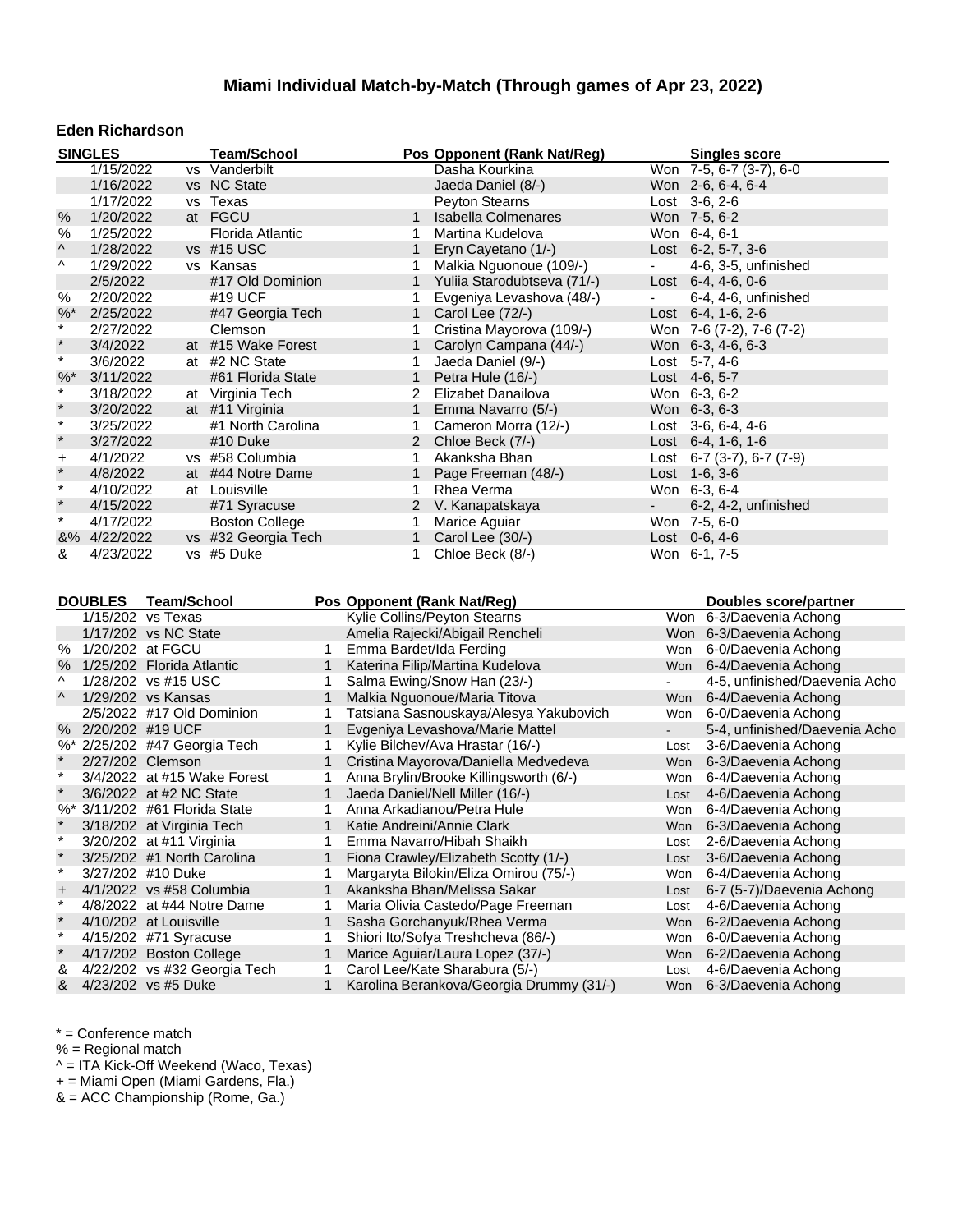# Miami Individual Match-by-Match (Through games of Apr 23, 2022)

## Eden Richardson

| | SINGLES | | Team/School | Pos | Opponent (Rank Nat/Reg) | | Singles score |
|---|---|---|---|---|---|---|---|
| | 1/15/2022 | vs | Vanderbilt | | Dasha Kourkina | Won | 7-5, 6-7 (3-7), 6-0 |
| | 1/16/2022 | vs | NC State | | Jaeda Daniel (8/-) | Won | 2-6, 6-4, 6-4 |
| | 1/17/2022 | vs | Texas | | Peyton Stearns | Lost | 3-6, 2-6 |
| % | 1/20/2022 | at | FGCU | 1 | Isabella Colmenares | Won | 7-5, 6-2 |
| % | 1/25/2022 | | Florida Atlantic | 1 | Martina Kudelova | Won | 6-4, 6-1 |
| ^ | 1/28/2022 | vs | #15 USC | 1 | Eryn Cayetano (1/-) | Lost | 6-2, 5-7, 3-6 |
| ^ | 1/29/2022 | vs | Kansas | 1 | Malkia Nguonoue (109/-) | - | 4-6, 3-5, unfinished |
| | 2/5/2022 | | #17 Old Dominion | 1 | Yuliia Starodubtseva (71/-) | Lost | 6-4, 4-6, 0-6 |
| % | 2/20/2022 | | #19 UCF | 1 | Evgeniya Levashova (48/-) | - | 6-4, 4-6, unfinished |
| %* | 2/25/2022 | | #47 Georgia Tech | 1 | Carol Lee (72/-) | Lost | 6-4, 1-6, 2-6 |
| * | 2/27/2022 | | Clemson | 1 | Cristina Mayorova (109/-) | Won | 7-6 (7-2), 7-6 (7-2) |
| * | 3/4/2022 | at | #15 Wake Forest | 1 | Carolyn Campana (44/-) | Won | 6-3, 4-6, 6-3 |
| * | 3/6/2022 | at | #2 NC State | 1 | Jaeda Daniel (9/-) | Lost | 5-7, 4-6 |
| %* | 3/11/2022 | | #61 Florida State | 1 | Petra Hule (16/-) | Lost | 4-6, 5-7 |
| * | 3/18/2022 | at | Virginia Tech | 2 | Elizabet Danailova | Won | 6-3, 6-2 |
| * | 3/20/2022 | at | #11 Virginia | 1 | Emma Navarro (5/-) | Won | 6-3, 6-3 |
| * | 3/25/2022 | | #1 North Carolina | 1 | Cameron Morra (12/-) | Lost | 3-6, 6-4, 4-6 |
| * | 3/27/2022 | | #10 Duke | 2 | Chloe Beck (7/-) | Lost | 6-4, 1-6, 1-6 |
| + | 4/1/2022 | vs | #58 Columbia | 1 | Akanksha Bhan | Lost | 6-7 (3-7), 6-7 (7-9) |
| * | 4/8/2022 | at | #44 Notre Dame | 1 | Page Freeman (48/-) | Lost | 1-6, 3-6 |
| * | 4/10/2022 | at | Louisville | 1 | Rhea Verma | Won | 6-3, 6-4 |
| * | 4/15/2022 | | #71 Syracuse | 2 | V. Kanapatskaya | - | 6-2, 4-2, unfinished |
| * | 4/17/2022 | | Boston College | 1 | Marice Aguiar | Won | 7-5, 6-0 |
| &% | 4/22/2022 | vs | #32 Georgia Tech | 1 | Carol Lee (30/-) | Lost | 0-6, 4-6 |
| & | 4/23/2022 | vs | #5 Duke | 1 | Chloe Beck (8/-) | Won | 6-1, 7-5 |

| | DOUBLES | Team/School | Pos | Opponent (Rank Nat/Reg) | | Doubles score/partner |
|---|---|---|---|---|---|---|
| | 1/15/202 | vs Texas | | Kylie Collins/Peyton Stearns | Won | 6-3/Daevenia Achong |
| | 1/17/202 | vs NC State | | Amelia Rajecki/Abigail Rencheli | Won | 6-3/Daevenia Achong |
| % | 1/20/202 | at FGCU | 1 | Emma Bardet/Ida Ferding | Won | 6-0/Daevenia Achong |
| % | 1/25/202 | Florida Atlantic | 1 | Katerina Filip/Martina Kudelova | Won | 6-4/Daevenia Achong |
| ^ | 1/28/202 | vs #15 USC | 1 | Salma Ewing/Snow Han (23/-) | - | 4-5, unfinished/Daevenia Acho |
| ^ | 1/29/202 | vs Kansas | 1 | Malkia Nguonoue/Maria Titova | Won | 6-4/Daevenia Achong |
| | 2/5/2022 | #17 Old Dominion | 1 | Tatsiana Sasnouskaya/Alesya Yakubovich | Won | 6-0/Daevenia Achong |
| % | 2/20/202 | #19 UCF | 1 | Evgeniya Levashova/Marie Mattel | - | 5-4, unfinished/Daevenia Acho |
| %* | 2/25/202 | #47 Georgia Tech | 1 | Kylie Bilchev/Ava Hrastar (16/-) | Lost | 3-6/Daevenia Achong |
| * | 2/27/202 | Clemson | 1 | Cristina Mayorova/Daniella Medvedeva | Won | 6-3/Daevenia Achong |
| * | 3/4/2022 | at #15 Wake Forest | 1 | Anna Brylin/Brooke Killingsworth (6/-) | Won | 6-4/Daevenia Achong |
| * | 3/6/2022 | at #2 NC State | 1 | Jaeda Daniel/Nell Miller (16/-) | Lost | 4-6/Daevenia Achong |
| %* | 3/11/202 | #61 Florida State | 1 | Anna Arkadianou/Petra Hule | Won | 6-4/Daevenia Achong |
| * | 3/18/202 | at Virginia Tech | 1 | Katie Andreini/Annie Clark | Won | 6-3/Daevenia Achong |
| * | 3/20/202 | at #11 Virginia | 1 | Emma Navarro/Hibah Shaikh | Lost | 2-6/Daevenia Achong |
| * | 3/25/202 | #1 North Carolina | 1 | Fiona Crawley/Elizabeth Scotty (1/-) | Lost | 3-6/Daevenia Achong |
| * | 3/27/202 | #10 Duke | 1 | Margaryta Bilokin/Eliza Omirou (75/-) | Won | 6-4/Daevenia Achong |
| + | 4/1/2022 | vs #58 Columbia | 1 | Akanksha Bhan/Melissa Sakar | Lost | 6-7 (5-7)/Daevenia Achong |
| * | 4/8/2022 | at #44 Notre Dame | 1 | Maria Olivia Castedo/Page Freeman | Lost | 4-6/Daevenia Achong |
| * | 4/10/202 | at Louisville | 1 | Sasha Gorchanyuk/Rhea Verma | Won | 6-2/Daevenia Achong |
| * | 4/15/202 | #71 Syracuse | 1 | Shiori Ito/Sofya Treshcheva (86/-) | Won | 6-0/Daevenia Achong |
| * | 4/17/202 | Boston College | 1 | Marice Aguiar/Laura Lopez (37/-) | Won | 6-2/Daevenia Achong |
| & | 4/22/202 | vs #32 Georgia Tech | 1 | Carol Lee/Kate Sharabura (5/-) | Lost | 4-6/Daevenia Achong |
| & | 4/23/202 | vs #5 Duke | 1 | Karolina Berankova/Georgia Drummy (31/-) | Won | 6-3/Daevenia Achong |

* = Conference match
% = Regional match
^ = ITA Kick-Off Weekend (Waco, Texas)
+ = Miami Open (Miami Gardens, Fla.)
& = ACC Championship (Rome, Ga.)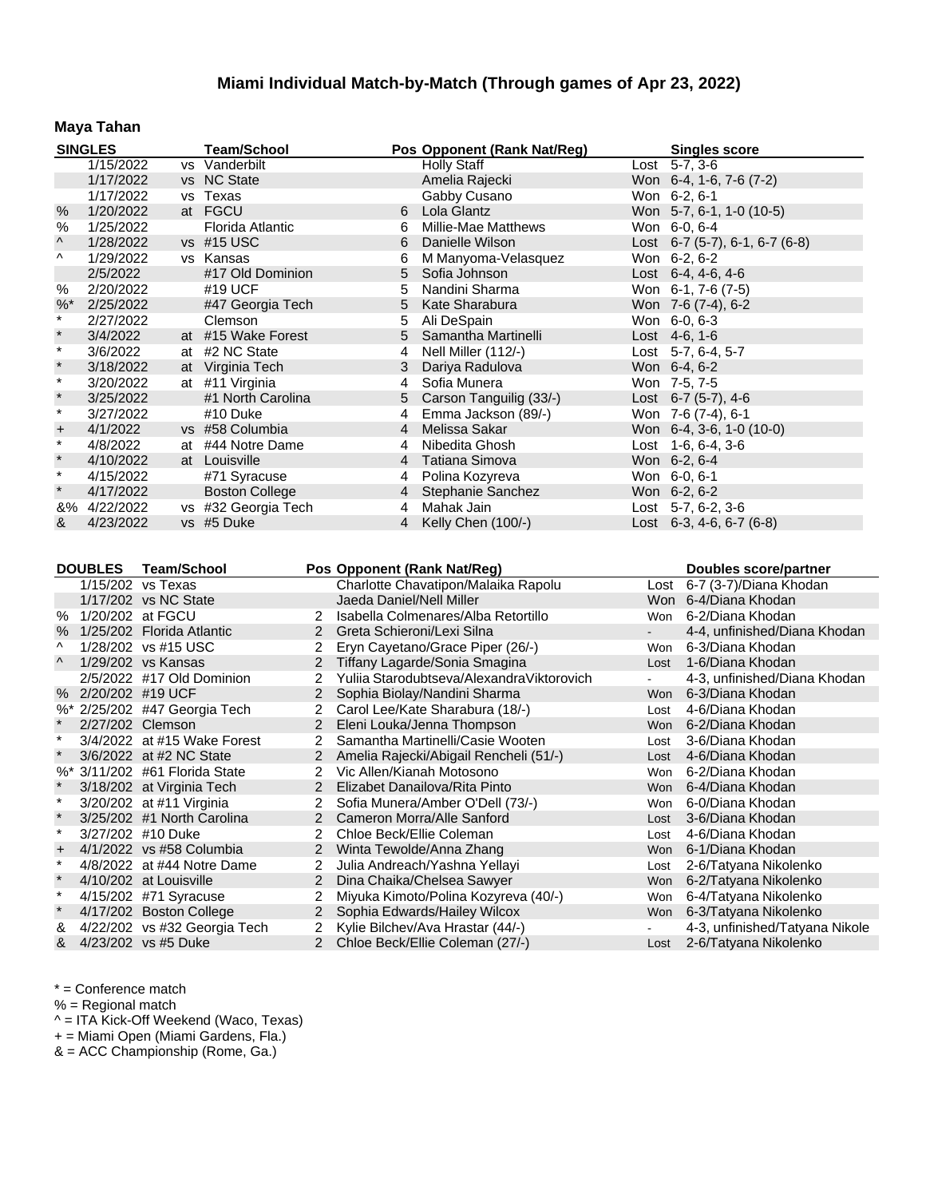# Miami Individual Match-by-Match (Through games of Apr 23, 2022)

## Maya Tahan

| SINGLES | | | Team/School | Pos | Opponent (Rank Nat/Reg) | | Singles score |
|---|---|---|---|---|---|---|---|
| | 1/15/2022 | vs | Vanderbilt | | Holly Staff | Lost | 5-7, 3-6 |
| | 1/17/2022 | vs | NC State | | Amelia Rajecki | Won | 6-4, 1-6, 7-6 (7-2) |
| | 1/17/2022 | vs | Texas | | Gabby Cusano | Won | 6-2, 6-1 |
| % | 1/20/2022 | at | FGCU | 6 | Lola Glantz | Won | 5-7, 6-1, 1-0 (10-5) |
| % | 1/25/2022 | | Florida Atlantic | 6 | Millie-Mae Matthews | Won | 6-0, 6-4 |
| ^ | 1/28/2022 | vs | #15 USC | 6 | Danielle Wilson | Lost | 6-7 (5-7), 6-1, 6-7 (6-8) |
| ^ | 1/29/2022 | vs | Kansas | 6 | M Manyoma-Velasquez | Won | 6-2, 6-2 |
| | 2/5/2022 | | #17 Old Dominion | 5 | Sofia Johnson | Lost | 6-4, 4-6, 4-6 |
| % | 2/20/2022 | | #19 UCF | 5 | Nandini Sharma | Won | 6-1, 7-6 (7-5) |
| %* | 2/25/2022 | | #47 Georgia Tech | 5 | Kate Sharabura | Won | 7-6 (7-4), 6-2 |
| * | 2/27/2022 | | Clemson | 5 | Ali DeSpain | Won | 6-0, 6-3 |
| * | 3/4/2022 | at | #15 Wake Forest | 5 | Samantha Martinelli | Lost | 4-6, 1-6 |
| * | 3/6/2022 | at | #2 NC State | 4 | Nell Miller (112/-) | Lost | 5-7, 6-4, 5-7 |
| * | 3/18/2022 | at | Virginia Tech | 3 | Dariya Radulova | Won | 6-4, 6-2 |
| * | 3/20/2022 | at | #11 Virginia | 4 | Sofia Munera | Won | 7-5, 7-5 |
| * | 3/25/2022 | | #1 North Carolina | 5 | Carson Tanguilig (33/-) | Lost | 6-7 (5-7), 4-6 |
| * | 3/27/2022 | | #10 Duke | 4 | Emma Jackson (89/-) | Won | 7-6 (7-4), 6-1 |
| + | 4/1/2022 | vs | #58 Columbia | 4 | Melissa Sakar | Won | 6-4, 3-6, 1-0 (10-0) |
| * | 4/8/2022 | at | #44 Notre Dame | 4 | Nibedita Ghosh | Lost | 1-6, 6-4, 3-6 |
| * | 4/10/2022 | at | Louisville | 4 | Tatiana Simova | Won | 6-2, 6-4 |
| * | 4/15/2022 | | #71 Syracuse | 4 | Polina Kozyreva | Won | 6-0, 6-1 |
| * | 4/17/2022 | | Boston College | 4 | Stephanie Sanchez | Won | 6-2, 6-2 |
| &% | 4/22/2022 | vs | #32 Georgia Tech | 4 | Mahak Jain | Lost | 5-7, 6-2, 3-6 |
| & | 4/23/2022 | vs | #5 Duke | 4 | Kelly Chen (100/-) | Lost | 6-3, 4-6, 6-7 (6-8) |

| DOUBLES | | Team/School | Pos | Opponent (Rank Nat/Reg) | | Doubles score/partner |
|---|---|---|---|---|---|---|
| | 1/15/202 | vs Texas | | Charlotte Chavatipon/Malaika Rapolu | Lost | 6-7 (3-7)/Diana Khodan |
| | 1/17/202 | vs NC State | | Jaeda Daniel/Nell Miller | Won | 6-4/Diana Khodan |
| % | 1/20/202 | at FGCU | 2 | Isabella Colmenares/Alba Retortillo | Won | 6-2/Diana Khodan |
| % | 1/25/202 | Florida Atlantic | 2 | Greta Schieroni/Lexi Silna | - | 4-4, unfinished/Diana Khodan |
| ^ | 1/28/202 | vs #15 USC | 2 | Eryn Cayetano/Grace Piper (26/-) | Won | 6-3/Diana Khodan |
| ^ | 1/29/202 | vs Kansas | 2 | Tiffany Lagarde/Sonia Smagina | Lost | 1-6/Diana Khodan |
| | 2/5/202 | #17 Old Dominion | 2 | Yuliia Starodubtseva/AlexandraViktorovich | - | 4-3, unfinished/Diana Khodan |
| % | 2/20/202 | #19 UCF | 2 | Sophia Biolay/Nandini Sharma | Won | 6-3/Diana Khodan |
| %* | 2/25/202 | #47 Georgia Tech | 2 | Carol Lee/Kate Sharabura (18/-) | Lost | 4-6/Diana Khodan |
| * | 2/27/202 | Clemson | 2 | Eleni Louka/Jenna Thompson | Won | 6-2/Diana Khodan |
| * | 3/4/2022 | at #15 Wake Forest | 2 | Samantha Martinelli/Casie Wooten | Lost | 3-6/Diana Khodan |
| * | 3/6/2022 | at #2 NC State | 2 | Amelia Rajecki/Abigail Rencheli (51/-) | Lost | 4-6/Diana Khodan |
| %* | 3/11/202 | #61 Florida State | 2 | Vic Allen/Kianah Motosono | Won | 6-2/Diana Khodan |
| * | 3/18/202 | at Virginia Tech | 2 | Elizabet Danailova/Rita Pinto | Won | 6-4/Diana Khodan |
| * | 3/20/202 | at #11 Virginia | 2 | Sofia Munera/Amber O'Dell (73/-) | Won | 6-0/Diana Khodan |
| * | 3/25/202 | #1 North Carolina | 2 | Cameron Morra/Alle Sanford | Lost | 3-6/Diana Khodan |
| * | 3/27/202 | #10 Duke | 2 | Chloe Beck/Ellie Coleman | Lost | 4-6/Diana Khodan |
| + | 4/1/2022 | vs #58 Columbia | 2 | Winta Tewolde/Anna Zhang | Won | 6-1/Diana Khodan |
| * | 4/8/2022 | at #44 Notre Dame | 2 | Julia Andreach/Yashna Yellayi | Lost | 2-6/Tatyana Nikolenko |
| * | 4/10/202 | at Louisville | 2 | Dina Chaika/Chelsea Sawyer | Won | 6-2/Tatyana Nikolenko |
| * | 4/15/202 | #71 Syracuse | 2 | Miyuka Kimoto/Polina Kozyreva (40/-) | Won | 6-4/Tatyana Nikolenko |
| * | 4/17/202 | Boston College | 2 | Sophia Edwards/Hailey Wilcox | Won | 6-3/Tatyana Nikolenko |
| & | 4/22/202 | vs #32 Georgia Tech | 2 | Kylie Bilchev/Ava Hrastar (44/-) | - | 4-3, unfinished/Tatyana Nikole |
| & | 4/23/202 | vs #5 Duke | 2 | Chloe Beck/Ellie Coleman (27/-) | Lost | 2-6/Tatyana Nikolenko |

* = Conference match
% = Regional match
^ = ITA Kick-Off Weekend (Waco, Texas)
+ = Miami Open (Miami Gardens, Fla.)
& = ACC Championship (Rome, Ga.)